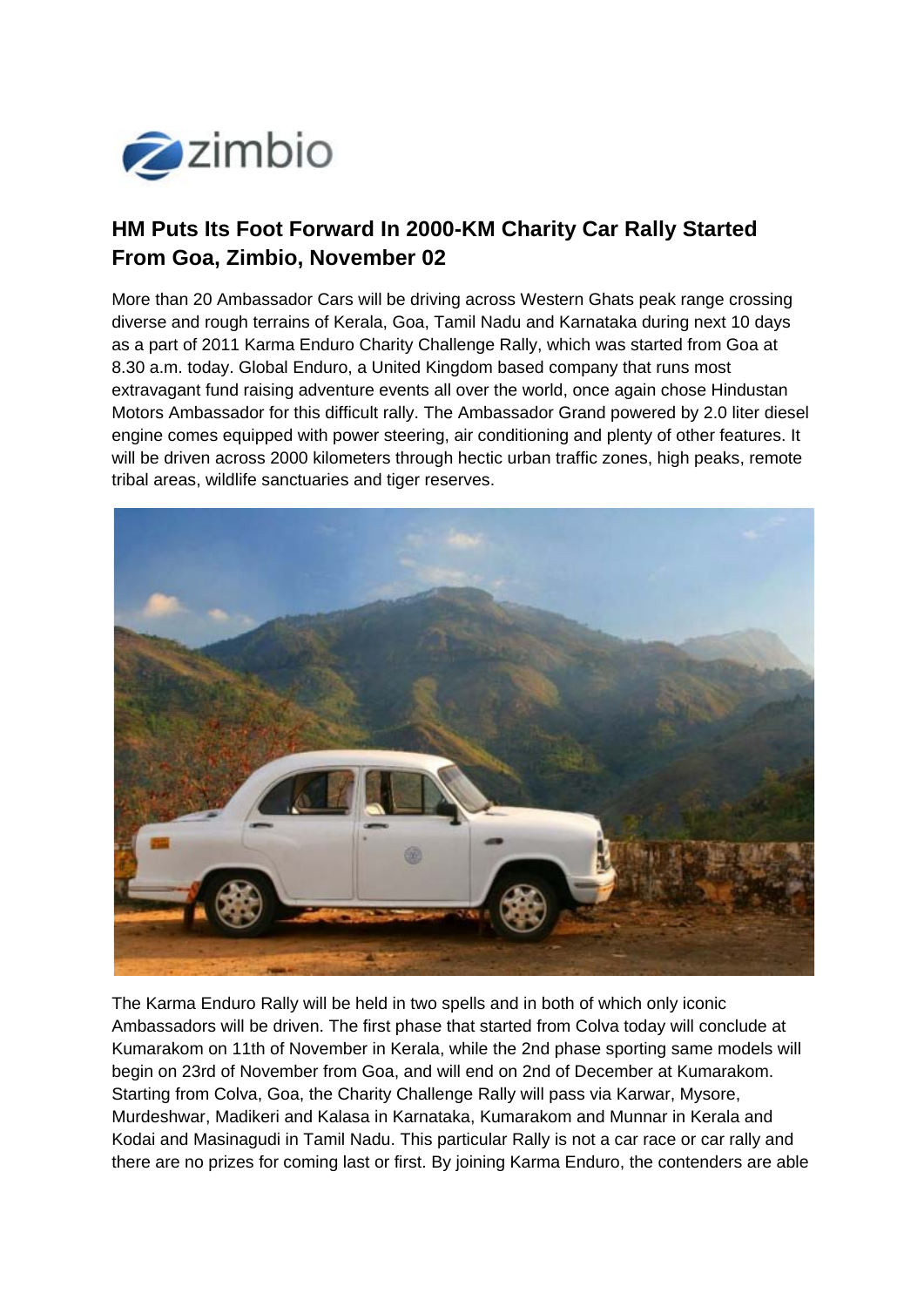## HM Puts Its Foot Forward In 2000-KM Charity Car Rally Started From Goa, Zimbio, November 02

More than 20 Ambassador Cars will be driving across Western Ghats peak range crossing diverse and rough terrains of Kerala, Goa, Tamil Nadu and Karnataka during next 10 days as a part of 2011 Karma Enduro Charity Challenge Rally, which was started from Goa at 8.30 a.m. today. Global Enduro, a United Kingdom based company that runs most extravagant fund raising adventure events all over the world, once again chose Hindustan Motors Ambassador for this difficult rally. The Ambassador Grand powered by 2.0 liter diesel engine comes equipped with power steering, air conditioning and plenty of other features. It will be driven across 2000 kilometers through hectic urban traffic zones, high peaks, remote tribal areas, wildlife sanctuaries and tiger reserves.

The Karma Enduro Rally will be held in two spells and in both of which only iconic Ambassadors will be driven. The first phase that started from Colva today will conclude at Kumarakom on 11th of November in Kerala, while the 2nd phase sporting same models will begin on 23rd of November from Goa, and will end on 2nd of December at Kumarakom. Starting from Colva, Goa, the Charity Challenge Rally will pass via Karwar, Mysore, Murdeshwar, Madikeri and Kalasa in Karnataka, Kumarakom and Munnar in Kerala and Kodai and Masinagudi in Tamil Nadu. This particular Rally is not a car race or car rally and there are no prizes for coming last or first. By joining Karma Enduro, the contenders are able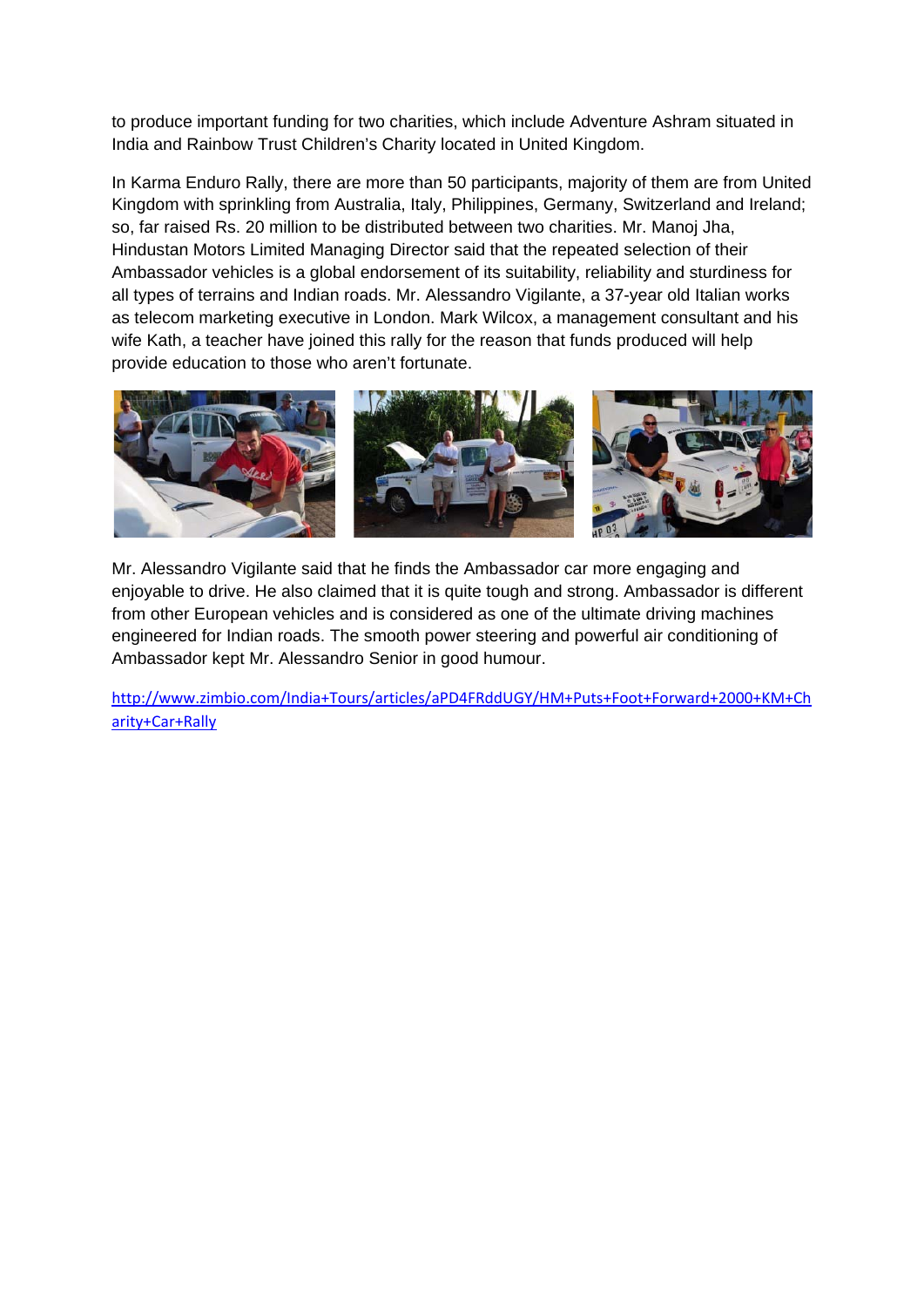to produce important funding for two charities, which include Adventure Ashram situated in India and Rainbow Trust Children's Charity located in United Kingdom.

In Karma Enduro Rally, there are more than 50 participants, majority of them are from United Kingdom with sprinkling from Australia, Italy, Philippines, Germany, Switzerland and Ireland; so, far raised Rs. 20 million to be distributed between two charities. Mr. Manoj Jha, Hindustan Motors Limited Managing Director said that the repeated selection of their Ambassador vehicles is a global endorsement of its suitability, reliability and sturdiness for all types of terrains and Indian roads. Mr. Alessandro Vigilante, a 37-year old Italian works as telecom marketing executive in London. Mark Wilcox, a management consultant and his wife Kath, a teacher have joined this rally for the reason that funds produced will help provide education to those who aren't fortunate.

Mr. Alessandro Vigilante said that he finds the Ambassador car more engaging and enjoyable to drive. He also claimed that it is quite tough and strong. Ambassador is different from other European vehicles and is considered as one of the ultimate driving machines engineered for Indian roads. The smooth power steering and powerful air conditioning of Ambassador kept Mr. Alessandro Senior in good humour.

[http://www.zimbio.com/India+Tours/articles/aPD4FRddUGY/HM+Puts+Foot+Forward+2000+KM+Charity+Car+Rally](http://www.zimbio.com/India+Tours/articles/aPD4FRddUGY/HM+Puts+Foot+Forward+2000+KM+Charity+Car+Rally)